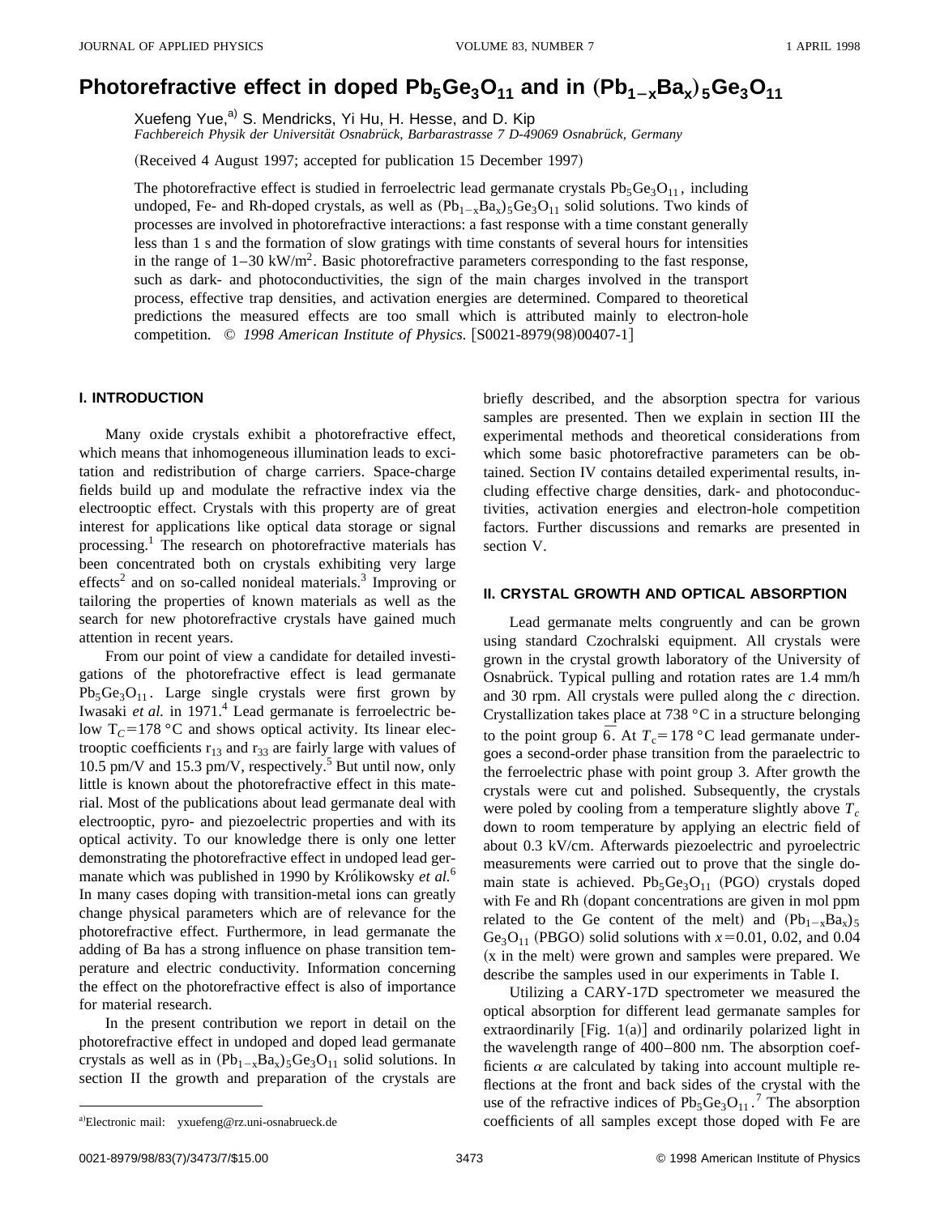# Photorefractive effect in doped $Pb_5Ge_3O_{11}$ and in $(Pb_{1-x}Ba_x)_5Ge_3O_{11}$

Xuefeng Yue,[a] S. Mendricks, Yi Hu, H. Hesse, and D. Kip

*Fachbereich Physik der Universität Osnabrück, Barbarastrasse 7 D-49069 Osnabrück, Germany*

(Received 4 August 1997; accepted for publication 15 December 1997)

The photorefractive effect is studied in ferroelectric lead germanate crystals $Pb_5Ge_3O_{11}$, including undoped, Fe- and Rh-doped crystals, as well as $(Pb_{1-x}Ba_x)_5Ge_3O_{11}$ solid solutions. Two kinds of processes are involved in photorefractive interactions: a fast response with a time constant generally less than 1 s and the formation of slow gratings with time constants of several hours for intensities in the range of 1–30 kW/m$^2$. Basic photorefractive parameters corresponding to the fast response, such as dark- and photoconductivities, the sign of the main charges involved in the transport process, effective trap densities, and activation energies are determined. Compared to theoretical predictions the measured effects are too small which is attributed mainly to electron-hole competition. © *1998 American Institute of Physics.* [S0021-8979(98)00407-1]

## I. INTRODUCTION

Many oxide crystals exhibit a photorefractive effect, which means that inhomogeneous illumination leads to excitation and redistribution of charge carriers. Space-charge fields build up and modulate the refractive index via the electrooptic effect. Crystals with this property are of great interest for applications like optical data storage or signal processing.[1] The research on photorefractive materials has been concentrated both on crystals exhibiting very large effects[2] and on so-called nonideal materials.[3] Improving or tailoring the properties of known materials as well as the search for new photorefractive crystals have gained much attention in recent years.

From our point of view a candidate for detailed investigations of the photorefractive effect is lead germanate $Pb_5Ge_3O_{11}$. Large single crystals were first grown by Iwasaki *et al.* in 1971.[4] Lead germanate is ferroelectric below $T_C = 178\,°C$ and shows optical activity. Its linear electrooptic coefficients $r_{13}$ and $r_{33}$ are fairly large with values of 10.5 pm/V and 15.3 pm/V, respectively.[5] But until now, only little is known about the photorefractive effect in this material. Most of the publications about lead germanate deal with electrooptic, pyro- and piezoelectric properties and with its optical activity. To our knowledge there is only one letter demonstrating the photorefractive effect in undoped lead germanate which was published in 1990 by Królikowsky *et al.*[6] In many cases doping with transition-metal ions can greatly change physical parameters which are of relevance for the photorefractive effect. Furthermore, in lead germanate the adding of Ba has a strong influence on phase transition temperature and electric conductivity. Information concerning the effect on the photorefractive effect is also of importance for material research.

In the present contribution we report in detail on the photorefractive effect in undoped and doped lead germanate crystals as well as in $(Pb_{1-x}Ba_x)_5Ge_3O_{11}$ solid solutions. In section II the growth and preparation of the crystals are briefly described, and the absorption spectra for various samples are presented. Then we explain in section III the experimental methods and theoretical considerations from which some basic photorefractive parameters can be obtained. Section IV contains detailed experimental results, including effective charge densities, dark- and photoconductivities, activation energies and electron-hole competition factors. Further discussions and remarks are presented in section V.

## II. CRYSTAL GROWTH AND OPTICAL ABSORPTION

Lead germanate melts congruently and can be grown using standard Czochralski equipment. All crystals were grown in the crystal growth laboratory of the University of Osnabrück. Typical pulling and rotation rates are 1.4 mm/h and 30 rpm. All crystals were pulled along the *c* direction. Crystallization takes place at 738 °C in a structure belonging to the point group $\bar{6}$. At $T_c = 178\,°C$ lead germanate undergoes a second-order phase transition from the paraelectric to the ferroelectric phase with point group 3. After growth the crystals were cut and polished. Subsequently, the crystals were poled by cooling from a temperature slightly above $T_c$ down to room temperature by applying an electric field of about 0.3 kV/cm. Afterwards piezoelectric and pyroelectric measurements were carried out to prove that the single domain state is achieved. $Pb_5Ge_3O_{11}$ (PGO) crystals doped with Fe and Rh (dopant concentrations are given in mol ppm related to the Ge content of the melt) and $(Pb_{1-x}Ba_x)_5Ge_3O_{11}$ (PBGO) solid solutions with $x = 0.01$, 0.02, and 0.04 (x in the melt) were grown and samples were prepared. We describe the samples used in our experiments in Table I.

Utilizing a CARY-17D spectrometer we measured the optical absorption for different lead germanate samples for extraordinarily [Fig. 1(a)] and ordinarily polarized light in the wavelength range of 400–800 nm. The absorption coefficients $\alpha$ are calculated by taking into account multiple reflections at the front and back sides of the crystal with the use of the refractive indices of $Pb_5Ge_3O_{11}$.[7] The absorption coefficients of all samples except those doped with Fe are

[a] Electronic mail: yxuefeng@rz.uni-osnabrueck.de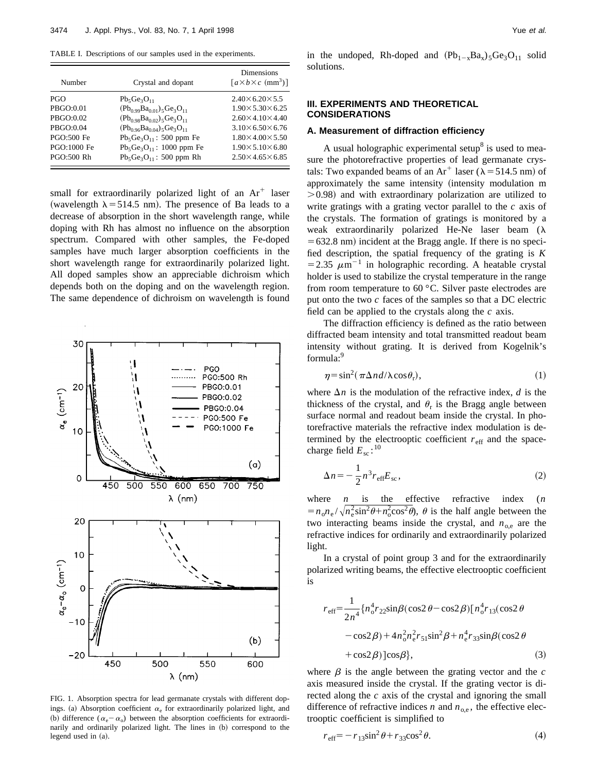TABLE I. Descriptions of our samples used in the experiments.

| Number | Crystal and dopant | Dimensions $[a\times b\times c\ (\mathrm{mm}^3)]$ |
|---|---|---|
| PGO | $Pb_5Ge_3O_{11}$ | $2.40\times6.20\times5.5$ |
| PBGO:0.01 | $(Pb_{0.99}Ba_{0.01})_5Ge_3O_{11}$ | $1.90\times5.30\times6.25$ |
| PBGO:0.02 | $(Pb_{0.98}Ba_{0.02})_5Ge_3O_{11}$ | $2.60\times4.10\times4.40$ |
| PBGO:0.04 | $(Pb_{0.96}Ba_{0.04})_5Ge_3O_{11}$ | $3.10\times6.50\times6.76$ |
| PGO:500 Fe | $Pb_5Ge_3O_{11}$: 500 ppm Fe | $1.80\times4.00\times5.50$ |
| PGO:1000 Fe | $Pb_5Ge_3O_{11}$: 1000 ppm Fe | $1.90\times5.10\times6.80$ |
| PGO:500 Rh | $Pb_5Ge_3O_{11}$: 500 ppm Rh | $2.50\times4.65\times6.85$ |

small for extraordinarily polarized light of an $Ar^+$ laser (wavelength $\lambda=514.5$ nm). The presence of Ba leads to a decrease of absorption in the short wavelength range, while doping with Rh has almost no influence on the absorption spectrum. Compared with other samples, the Fe-doped samples have much larger absorption coefficients in the short wavelength range for extraordinarily polarized light. All doped samples show an appreciable dichroism which depends both on the doping and on the wavelength region. The same dependence of dichroism on wavelength is found in the undoped, Rh-doped and $(Pb_{1-x}Ba_x)_5Ge_3O_{11}$ solid solutions.

FIG. 1. Absorption spectra for lead germanate crystals with different dopings. (a) Absorption coefficient $\alpha_e$ for extraordinarily polarized light, and (b) difference $(\alpha_e-\alpha_o)$ between the absorption coefficients for extraordinarily and ordinarily polarized light. The lines in (b) correspond to the legend used in (a).

## III. EXPERIMENTS AND THEORETICAL CONSIDERATIONS

### A. Measurement of diffraction efficiency

A usual holographic experimental setup[8] is used to measure the photorefractive properties of lead germanate crystals: Two expanded beams of an $Ar^+$ laser ($\lambda=514.5$ nm) of approximately the same intensity (intensity modulation m $>0.98$) and with extraordinary polarization are utilized to write gratings with a grating vector parallel to the $c$ axis of the crystals. The formation of gratings is monitored by a weak extraordinarily polarized He-Ne laser beam ($\lambda=632.8$ nm) incident at the Bragg angle. If there is no specified description, the spatial frequency of the grating is $K=2.35\ \mu\mathrm{m}^{-1}$ in holographic recording. A heatable crystal holder is used to stabilize the crystal temperature in the range from room temperature to 60 °C. Silver paste electrodes are put onto the two $c$ faces of the samples so that a DC electric field can be applied to the crystals along the $c$ axis.

The diffraction efficiency is defined as the ratio between diffracted beam intensity and total transmitted readout beam intensity without grating. It is derived from Kogelnik's formula:[9]

$$\eta=\sin^2(\pi\Delta n d/\lambda\cos\theta_r),\tag{1}$$

where $\Delta n$ is the modulation of the refractive index, $d$ is the thickness of the crystal, and $\theta_r$ is the Bragg angle between surface normal and readout beam inside the crystal. In photorefractive materials the refractive index modulation is determined by the electrooptic coefficient $r_{\mathrm{eff}}$ and the space-charge field $E_{\mathrm{sc}}$:[10]

$$\Delta n=-\frac{1}{2}n^3 r_{\mathrm{eff}}E_{\mathrm{sc}},\tag{2}$$

where $n$ is the effective refractive index ($n=n_o n_e/\sqrt{n_e^2\sin^2\theta+n_o^2\cos^2\theta}$), $\theta$ is the half angle between the two interacting beams inside the crystal, and $n_{o,e}$ are the refractive indices for ordinarily and extraordinarily polarized light.

In a crystal of point group 3 and for the extraordinarily polarized writing beams, the effective electrooptic coefficient is

$$r_{\mathrm{eff}}=\frac{1}{2n^4}\{n_o^4 r_{22}\sin\beta(\cos2\theta-\cos2\beta)[n_o^4 r_{13}(\cos2\theta-\cos2\beta)+4n_o^2n_e^2r_{51}\sin^2\beta+n_e^4r_{33}\sin\beta(\cos2\theta+\cos2\beta)]\cos\beta\},\tag{3}$$

where $\beta$ is the angle between the grating vector and the $c$ axis measured inside the crystal. If the grating vector is directed along the $c$ axis of the crystal and ignoring the small difference of refractive indices $n$ and $n_{o,e}$, the effective electrooptic coefficient is simplified to

$$r_{\mathrm{eff}}=-r_{13}\sin^2\theta+r_{33}\cos^2\theta.\tag{4}$$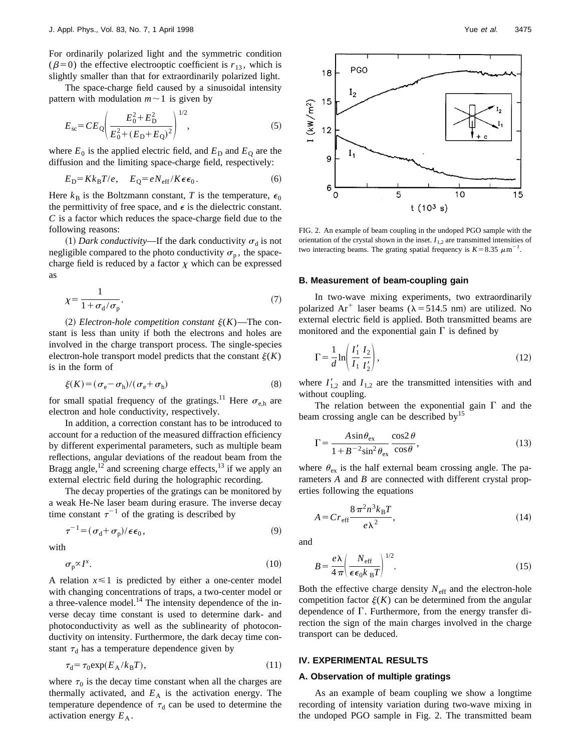For ordinarily polarized light and the symmetric condition ($\beta=0$) the effective electrooptic coefficient is $r_{13}$, which is slightly smaller than that for extraordinarily polarized light.

The space-charge field caused by a sinusoidal intensity pattern with modulation $m\sim 1$ is given by

$$E_{\mathrm{sc}}=CE_{\mathrm{Q}}\left(\frac{E_0^2+E_{\mathrm{D}}^2}{E_0^2+(E_{\mathrm{D}}+E_{\mathrm{Q}})^2}\right)^{1/2}, \tag{5}$$

where $E_0$ is the applied electric field, and $E_{\mathrm{D}}$ and $E_{\mathrm{Q}}$ are the diffusion and the limiting space-charge field, respectively:

$$E_{\mathrm{D}}=Kk_{\mathrm{B}}T/e, \quad E_{\mathrm{Q}}=eN_{\mathrm{eff}}/K\epsilon\epsilon_0. \tag{6}$$

Here $k_{\mathrm{B}}$ is the Boltzmann constant, $T$ is the temperature, $\epsilon_0$ the permittivity of free space, and $\epsilon$ is the dielectric constant. $C$ is a factor which reduces the space-charge field due to the following reasons:

(1) *Dark conductivity*—If the dark conductivity $\sigma_{\mathrm{d}}$ is not negligible compared to the photo conductivity $\sigma_{\mathrm{p}}$, the space-charge field is reduced by a factor $\chi$ which can be expressed as

$$\chi=\frac{1}{1+\sigma_{\mathrm{d}}/\sigma_{\mathrm{p}}}. \tag{7}$$

(2) *Electron-hole competition constant* $\xi(K)$—The constant is less than unity if both the electrons and holes are involved in the charge transport process. The single-species electron-hole transport model predicts that the constant $\xi(K)$ is in the form of

$$\xi(K)=(\sigma_{\mathrm{e}}-\sigma_{\mathrm{h}})/(\sigma_{\mathrm{e}}+\sigma_{\mathrm{h}}) \tag{8}$$

for small spatial frequency of the gratings.[11] Here $\sigma_{\mathrm{e,h}}$ are electron and hole conductivity, respectively.

In addition, a correction constant has to be introduced to account for a reduction of the measured diffraction efficiency by different experimental parameters, such as multiple beam reflections, angular deviations of the readout beam from the Bragg angle,[12] and screening charge effects,[13] if we apply an external electric field during the holographic recording.

The decay properties of the gratings can be monitored by a weak He-Ne laser beam during erasure. The inverse decay time constant $\tau^{-1}$ of the grating is described by

$$\tau^{-1}=(\sigma_{\mathrm{d}}+\sigma_{\mathrm{p}})/\epsilon\epsilon_0, \tag{9}$$

with

$$\sigma_{\mathrm{p}}\propto I^x. \tag{10}$$

A relation $x\leqslant 1$ is predicted by either a one-center model with changing concentrations of traps, a two-center model or a three-valence model.[14] The intensity dependence of the inverse decay time constant is used to determine dark- and photoconductivity as well as the sublinearity of photoconductivity on intensity. Furthermore, the dark decay time constant $\tau_{\mathrm{d}}$ has a temperature dependence given by

$$\tau_{\mathrm{d}}=\tau_0\exp(E_{\mathrm{A}}/k_{\mathrm{B}}T), \tag{11}$$

where $\tau_0$ is the decay time constant when all the charges are thermally activated, and $E_{\mathrm{A}}$ is the activation energy. The temperature dependence of $\tau_{\mathrm{d}}$ can be used to determine the activation energy $E_{\mathrm{A}}$.

FIG. 2. An example of beam coupling in the undoped PGO sample with the orientation of the crystal shown in the inset. $I_{1,2}$ are transmitted intensities of two interacting beams. The grating spatial frequency is $K=8.35\ \mu\mathrm{m}^{-1}$.

### B. Measurement of beam-coupling gain

In two-wave mixing experiments, two extraordinarily polarized $\mathrm{Ar}^+$ laser beams ($\lambda=514.5$ nm) are utilized. No external electric field is applied. Both transmitted beams are monitored and the exponential gain $\Gamma$ is defined by

$$\Gamma=\frac{1}{d}\ln\left(\frac{I_1'}{I_1}\frac{I_2}{I_2'}\right), \tag{12}$$

where $I_{1,2}'$ and $I_{1,2}$ are the transmitted intensities with and without coupling.

The relation between the exponential gain $\Gamma$ and the beam crossing angle can be described by[15]

$$\Gamma=\frac{A\sin\theta_{\mathrm{ex}}}{1+B^{-2}\sin^2\theta_{\mathrm{ex}}}\frac{\cos 2\theta}{\cos\theta}, \tag{13}$$

where $\theta_{\mathrm{ex}}$ is the half external beam crossing angle. The parameters $A$ and $B$ are connected with different crystal properties following the equations

$$A=Cr_{\mathrm{eff}}\frac{8\pi^2n^3k_{\mathrm{B}}T}{e\lambda^2}, \tag{14}$$

and

$$B=\frac{e\lambda}{4\pi}\left(\frac{N_{\mathrm{eff}}}{\epsilon\epsilon_0k_{\mathrm{B}}T}\right)^{1/2}. \tag{15}$$

Both the effective charge density $N_{\mathrm{eff}}$ and the electron-hole competition factor $\xi(K)$ can be determined from the angular dependence of $\Gamma$. Furthermore, from the energy transfer direction the sign of the main charges involved in the charge transport can be deduced.

## IV. EXPERIMENTAL RESULTS

### A. Observation of multiple gratings

As an example of beam coupling we show a longtime recording of intensity variation during two-wave mixing in the undoped PGO sample in Fig. 2. The transmitted beam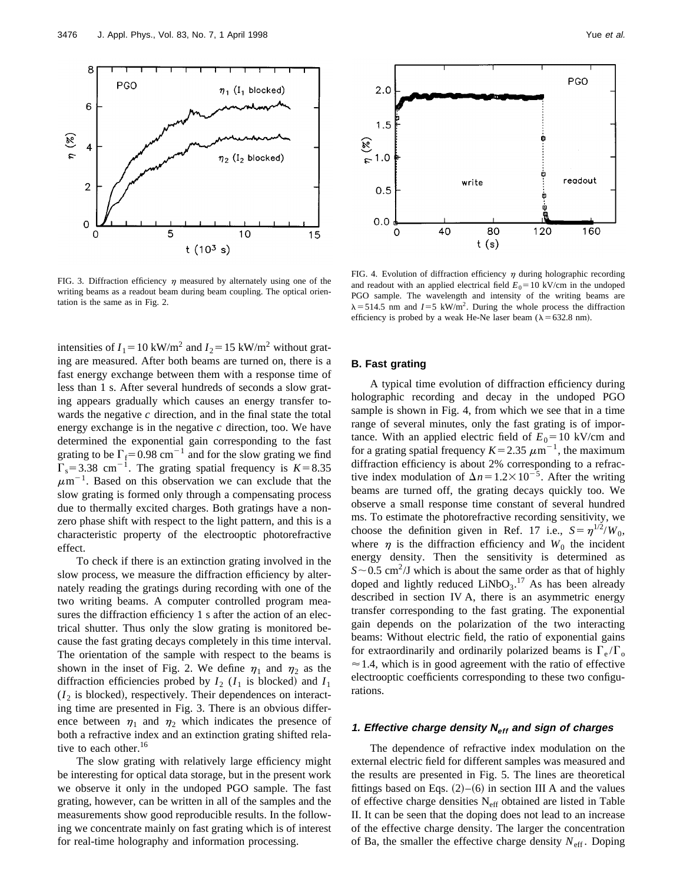FIG. 3. Diffraction efficiency $\eta$ measured by alternately using one of the writing beams as a readout beam during beam coupling. The optical orientation is the same as in Fig. 2.

FIG. 4. Evolution of diffraction efficiency $\eta$ during holographic recording and readout with an applied electrical field $E_0 = 10$ kV/cm in the undoped PGO sample. The wavelength and intensity of the writing beams are $\lambda = 514.5$ nm and $I = 5$ kW/m$^2$. During the whole process the diffraction efficiency is probed by a weak He-Ne laser beam ($\lambda = 632.8$ nm).

intensities of $I_1 = 10$ kW/m$^2$ and $I_2 = 15$ kW/m$^2$ without grating are measured. After both beams are turned on, there is a fast energy exchange between them with a response time of less than 1 s. After several hundreds of seconds a slow grating appears gradually which causes an energy transfer towards the negative *c* direction, and in the final state the total energy exchange is in the negative *c* direction, too. We have determined the exponential gain corresponding to the fast grating to be $\Gamma_f = 0.98$ cm$^{-1}$ and for the slow grating we find $\Gamma_s = 3.38$ cm$^{-1}$. The grating spatial frequency is $K = 8.35$ $\mu$m$^{-1}$. Based on this observation we can exclude that the slow grating is formed only through a compensating process due to thermally excited charges. Both gratings have a nonzero phase shift with respect to the light pattern, and this is a characteristic property of the electrooptic photorefractive effect.

To check if there is an extinction grating involved in the slow process, we measure the diffraction efficiency by alternately reading the gratings during recording with one of the two writing beams. A computer controlled program measures the diffraction efficiency 1 s after the action of an electrical shutter. Thus only the slow grating is monitored because the fast grating decays completely in this time interval. The orientation of the sample with respect to the beams is shown in the inset of Fig. 2. We define $\eta_1$ and $\eta_2$ as the diffraction efficiencies probed by $I_2$ ($I_1$ is blocked) and $I_1$ ($I_2$ is blocked), respectively. Their dependences on interacting time are presented in Fig. 3. There is an obvious difference between $\eta_1$ and $\eta_2$ which indicates the presence of both a refractive index and an extinction grating shifted relative to each other.[16]

The slow grating with relatively large efficiency might be interesting for optical data storage, but in the present work we observe it only in the undoped PGO sample. The fast grating, however, can be written in all of the samples and the measurements show good reproducible results. In the following we concentrate mainly on fast grating which is of interest for real-time holography and information processing.

### B. Fast grating

A typical time evolution of diffraction efficiency during holographic recording and decay in the undoped PGO sample is shown in Fig. 4, from which we see that in a time range of several minutes, only the fast grating is of importance. With an applied electric field of $E_0 = 10$ kV/cm and for a grating spatial frequency $K = 2.35$ $\mu$m$^{-1}$, the maximum diffraction efficiency is about 2% corresponding to a refractive index modulation of $\Delta n = 1.2 \times 10^{-5}$. After the writing beams are turned off, the grating decays quickly too. We observe a small response time constant of several hundred ms. To estimate the photorefractive recording sensitivity, we choose the definition given in Ref. 17 i.e., $S = \eta^{1/2}/W_0$, where $\eta$ is the diffraction efficiency and $W_0$ the incident energy density. Then the sensitivity is determined as $S \sim 0.5$ cm$^2$/J which is about the same order as that of highly doped and lightly reduced $LiNbO_3$.[17] As has been already described in section IV A, there is an asymmetric energy transfer corresponding to the fast grating. The exponential gain depends on the polarization of the two interacting beams: Without electric field, the ratio of exponential gains for extraordinarily and ordinarily polarized beams is $\Gamma_e/\Gamma_o \approx 1.4$, which is in good agreement with the ratio of effective electrooptic coefficients corresponding to these two configurations.

#### 1. Effective charge density $N_{eff}$ and sign of charges

The dependence of refractive index modulation on the external electric field for different samples was measured and the results are presented in Fig. 5. The lines are theoretical fittings based on Eqs. (2)–(6) in section III A and the values of effective charge densities $N_{eff}$ obtained are listed in Table II. It can be seen that the doping does not lead to an increase of the effective charge density. The larger the concentration of Ba, the smaller the effective charge density $N_{eff}$. Doping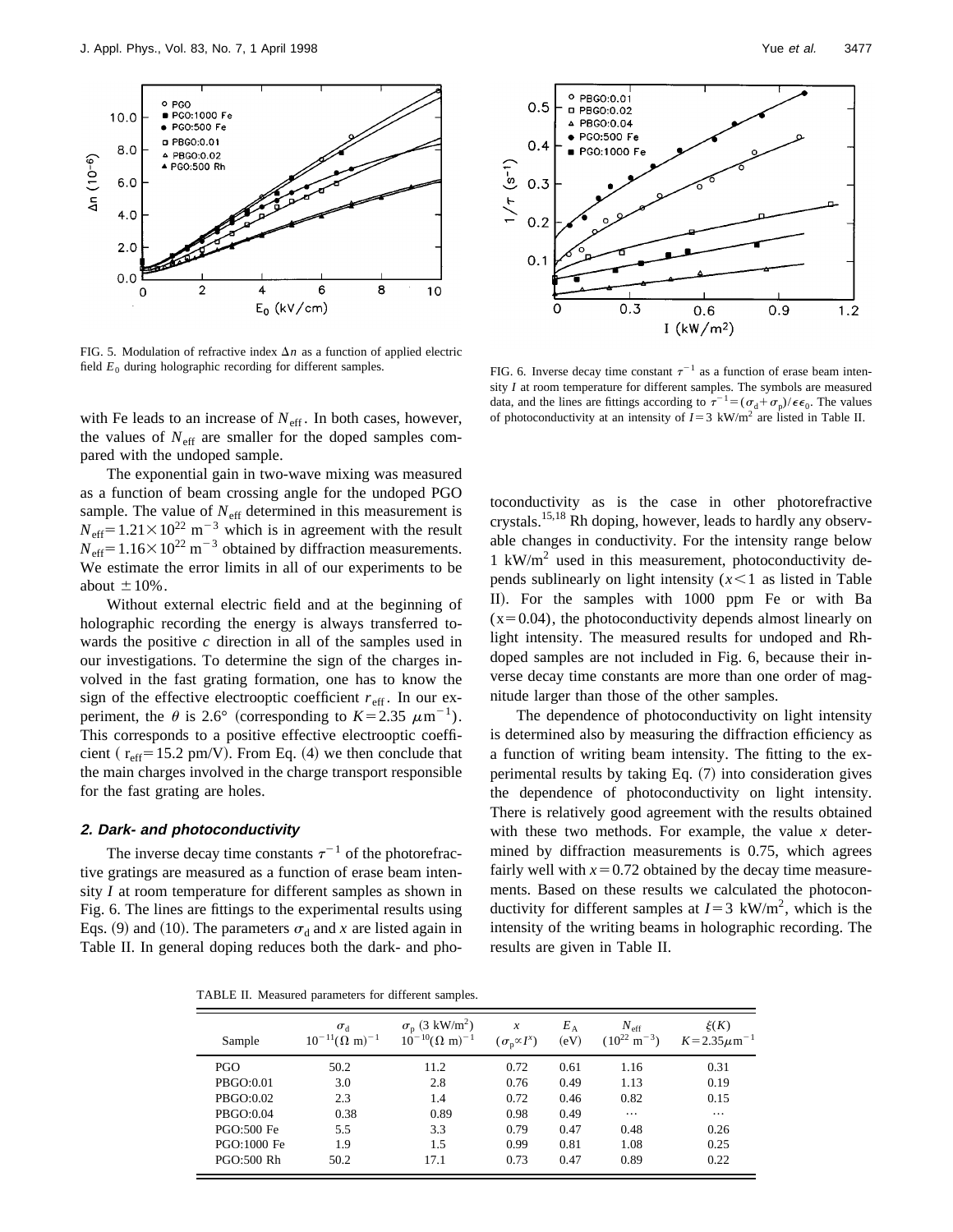FIG. 5. Modulation of refractive index $\Delta n$ as a function of applied electric field $E_0$ during holographic recording for different samples.

FIG. 6. Inverse decay time constant $\tau^{-1}$ as a function of erase beam intensity $I$ at room temperature for different samples. The symbols are measured data, and the lines are fittings according to $\tau^{-1} = (\sigma_d + \sigma_p)/\epsilon\epsilon_0$. The values of photoconductivity at an intensity of $I = 3$ kW/m$^2$ are listed in Table II.

with Fe leads to an increase of $N_{\mathrm{eff}}$. In both cases, however, the values of $N_{\mathrm{eff}}$ are smaller for the doped samples compared with the undoped sample.

The exponential gain in two-wave mixing was measured as a function of beam crossing angle for the undoped PGO sample. The value of $N_{\mathrm{eff}}$ determined in this measurement is $N_{\mathrm{eff}} = 1.21 \times 10^{22}$ m$^{-3}$ which is in agreement with the result $N_{\mathrm{eff}} = 1.16 \times 10^{22}$ m$^{-3}$ obtained by diffraction measurements. We estimate the error limits in all of our experiments to be about $\pm 10\%$.

Without external electric field and at the beginning of holographic recording the energy is always transferred towards the positive $c$ direction in all of the samples used in our investigations. To determine the sign of the charges involved in the fast grating formation, one has to know the sign of the effective electrooptic coefficient $r_{\mathrm{eff}}$. In our experiment, the $\theta$ is 2.6° (corresponding to $K = 2.35$ $\mu$m$^{-1}$). This corresponds to a positive effective electrooptic coefficient ( $r_{\mathrm{eff}} = 15.2$ pm/V). From Eq. (4) we then conclude that the main charges involved in the charge transport responsible for the fast grating are holes.

### 2. Dark- and photoconductivity

The inverse decay time constants $\tau^{-1}$ of the photorefractive gratings are measured as a function of erase beam intensity $I$ at room temperature for different samples as shown in Fig. 6. The lines are fittings to the experimental results using Eqs. (9) and (10). The parameters $\sigma_d$ and $x$ are listed again in Table II. In general doping reduces both the dark- and photoconductivity as is the case in other photorefractive crystals.[15,18] Rh doping, however, leads to hardly any observable changes in conductivity. For the intensity range below 1 kW/m$^2$ used in this measurement, photoconductivity depends sublinearly on light intensity ($x < 1$ as listed in Table II). For the samples with 1000 ppm Fe or with Ba ($x = 0.04$), the photoconductivity depends almost linearly on light intensity. The measured results for undoped and Rh-doped samples are not included in Fig. 6, because their inverse decay time constants are more than one order of magnitude larger than those of the other samples.

The dependence of photoconductivity on light intensity is determined also by measuring the diffraction efficiency as a function of writing beam intensity. The fitting to the experimental results by taking Eq. (7) into consideration gives the dependence of photoconductivity on light intensity. There is relatively good agreement with the results obtained with these two methods. For example, the value $x$ determined by diffraction measurements is 0.75, which agrees fairly well with $x = 0.72$ obtained by the decay time measurements. Based on these results we calculated the photoconductivity for different samples at $I = 3$ kW/m$^2$, which is the intensity of the writing beams in holographic recording. The results are given in Table II.

TABLE II. Measured parameters for different samples.

| Sample | $\sigma_d$ $10^{-11}(\Omega\ \mathrm{m})^{-1}$ | $\sigma_p$ (3 kW/m$^2$) $10^{-10}(\Omega\ \mathrm{m})^{-1}$ | $x$ ($\sigma_p \propto I^x$) | $E_A$ (eV) | $N_{\mathrm{eff}}$ ($10^{22}$ m$^{-3}$) | $\xi(K)$ $K = 2.35\mu\mathrm{m}^{-1}$ |
|---|---|---|---|---|---|---|
| PGO | 50.2 | 11.2 | 0.72 | 0.61 | 1.16 | 0.31 |
| PBGO:0.01 | 3.0 | 2.8 | 0.76 | 0.49 | 1.13 | 0.19 |
| PBGO:0.02 | 2.3 | 1.4 | 0.72 | 0.46 | 0.82 | 0.15 |
| PBGO:0.04 | 0.38 | 0.89 | 0.98 | 0.49 | ⋯ | ⋯ |
| PGO:500 Fe | 5.5 | 3.3 | 0.79 | 0.47 | 0.48 | 0.26 |
| PGO:1000 Fe | 1.9 | 1.5 | 0.99 | 0.81 | 1.08 | 0.25 |
| PGO:500 Rh | 50.2 | 17.1 | 0.73 | 0.47 | 0.89 | 0.22 |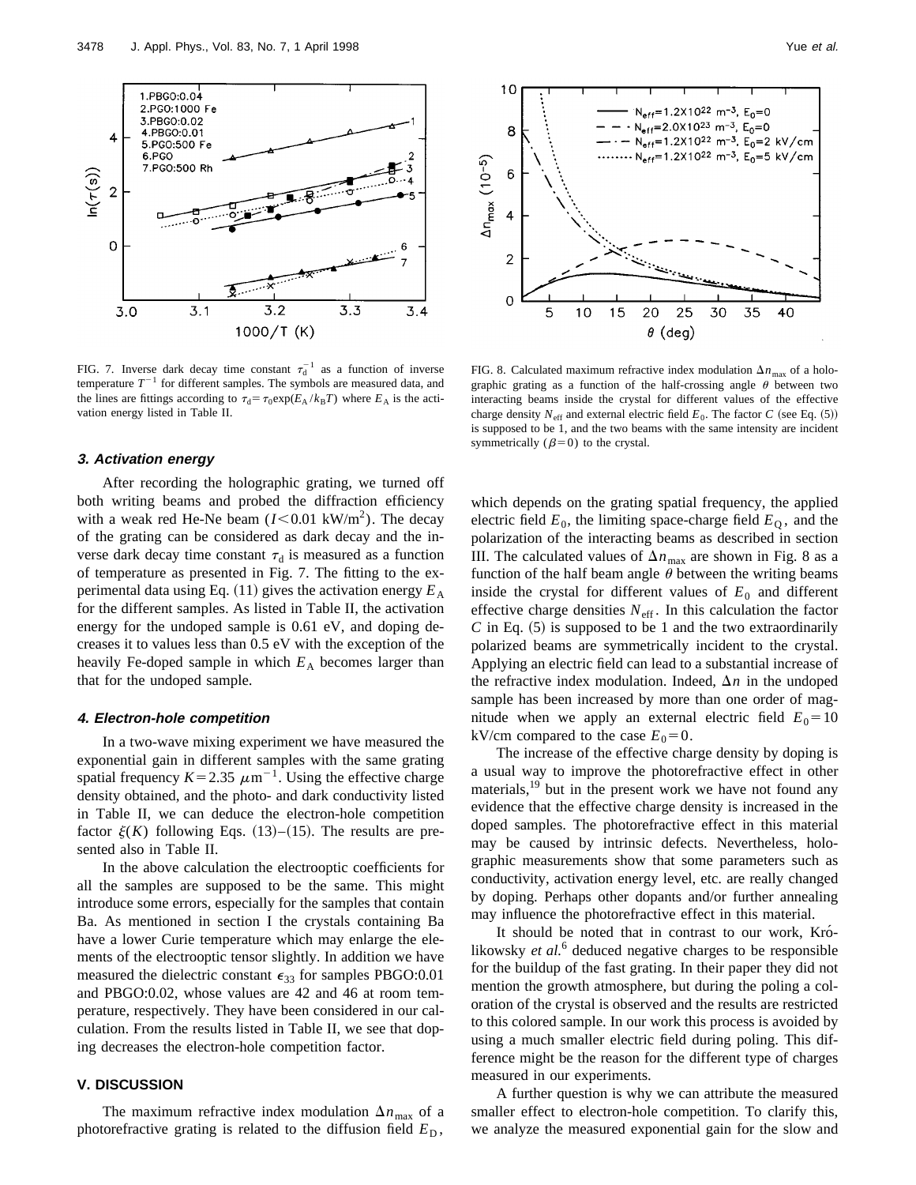FIG. 7. Inverse dark decay time constant $\tau_d^{-1}$ as a function of inverse temperature $T^{-1}$ for different samples. The symbols are measured data, and the lines are fittings according to $\tau_d = \tau_0 \exp(E_A / k_B T)$ where $E_A$ is the activation energy listed in Table II.

FIG. 8. Calculated maximum refractive index modulation $\Delta n_{max}$ of a holographic grating as a function of the half-crossing angle $\theta$ between two interacting beams inside the crystal for different values of the effective charge density $N_{eff}$ and external electric field $E_0$. The factor $C$ (see Eq. (5)) is supposed to be 1, and the two beams with the same intensity are incident symmetrically ($\beta=0$) to the crystal.

### 3. Activation energy

After recording the holographic grating, we turned off both writing beams and probed the diffraction efficiency with a weak red He-Ne beam ($I<0.01$ kW/m$^2$). The decay of the grating can be considered as dark decay and the inverse dark decay time constant $\tau_d$ is measured as a function of temperature as presented in Fig. 7. The fitting to the experimental data using Eq. (11) gives the activation energy $E_A$ for the different samples. As listed in Table II, the activation energy for the undoped sample is 0.61 eV, and doping decreases it to values less than 0.5 eV with the exception of the heavily Fe-doped sample in which $E_A$ becomes larger than that for the undoped sample.

### 4. Electron-hole competition

In a two-wave mixing experiment we have measured the exponential gain in different samples with the same grating spatial frequency $K=2.35\ \mu\text{m}^{-1}$. Using the effective charge density obtained, and the photo- and dark conductivity listed in Table II, we can deduce the electron-hole competition factor $\xi(K)$ following Eqs. (13)–(15). The results are presented also in Table II.

In the above calculation the electrooptic coefficients for all the samples are supposed to be the same. This might introduce some errors, especially for the samples that contain Ba. As mentioned in section I the crystals containing Ba have a lower Curie temperature which may enlarge the elements of the electrooptic tensor slightly. In addition we have measured the dielectric constant $\epsilon_{33}$ for samples PBGO:0.01 and PBGO:0.02, whose values are 42 and 46 at room temperature, respectively. They have been considered in our calculation. From the results listed in Table II, we see that doping decreases the electron-hole competition factor.

## V. DISCUSSION

The maximum refractive index modulation $\Delta n_{max}$ of a photorefractive grating is related to the diffusion field $E_D$, which depends on the grating spatial frequency, the applied electric field $E_0$, the limiting space-charge field $E_Q$, and the polarization of the interacting beams as described in section III. The calculated values of $\Delta n_{max}$ are shown in Fig. 8 as a function of the half beam angle $\theta$ between the writing beams inside the crystal for different values of $E_0$ and different effective charge densities $N_{eff}$. In this calculation the factor $C$ in Eq. (5) is supposed to be 1 and the two extraordinarily polarized beams are symmetrically incident to the crystal. Applying an electric field can lead to a substantial increase of the refractive index modulation. Indeed, $\Delta n$ in the undoped sample has been increased by more than one order of magnitude when we apply an external electric field $E_0=10$ kV/cm compared to the case $E_0=0$.

The increase of the effective charge density by doping is a usual way to improve the photorefractive effect in other materials,[19] but in the present work we have not found any evidence that the effective charge density is increased in the doped samples. The photorefractive effect in this material may be caused by intrinsic defects. Nevertheless, holographic measurements show that some parameters such as conductivity, activation energy level, etc. are really changed by doping. Perhaps other dopants and/or further annealing may influence the photorefractive effect in this material.

It should be noted that in contrast to our work, Królikowsky *et al.*[6] deduced negative charges to be responsible for the buildup of the fast grating. In their paper they did not mention the growth atmosphere, but during the poling a coloration of the crystal is observed and the results are restricted to this colored sample. In our work this process is avoided by using a much smaller electric field during poling. This difference might be the reason for the different type of charges measured in our experiments.

A further question is why we can attribute the measured smaller effect to electron-hole competition. To clarify this, we analyze the measured exponential gain for the slow and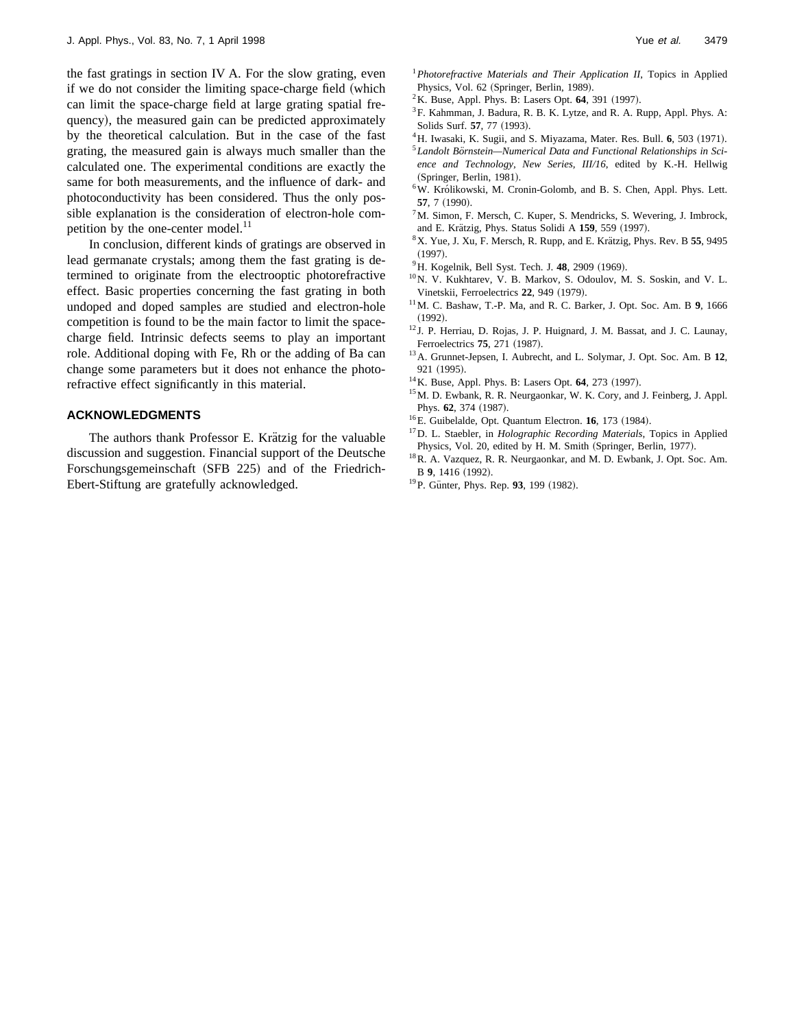the fast gratings in section IV A. For the slow grating, even if we do not consider the limiting space-charge field (which can limit the space-charge field at large grating spatial frequency), the measured gain can be predicted approximately by the theoretical calculation. But in the case of the fast grating, the measured gain is always much smaller than the calculated one. The experimental conditions are exactly the same for both measurements, and the influence of dark- and photoconductivity has been considered. Thus the only possible explanation is the consideration of electron-hole competition by the one-center model.[11]

In conclusion, different kinds of gratings are observed in lead germanate crystals; among them the fast grating is determined to originate from the electrooptic photorefractive effect. Basic properties concerning the fast grating in both undoped and doped samples are studied and electron-hole competition is found to be the main factor to limit the space-charge field. Intrinsic defects seems to play an important role. Additional doping with Fe, Rh or the adding of Ba can change some parameters but it does not enhance the photorefractive effect significantly in this material.

## ACKNOWLEDGMENTS

The authors thank Professor E. Krätzig for the valuable discussion and suggestion. Financial support of the Deutsche Forschungsgemeinschaft (SFB 225) and of the Friedrich-Ebert-Stiftung are gratefully acknowledged.

[1] *Photorefractive Materials and Their Application II*, Topics in Applied Physics, Vol. 62 (Springer, Berlin, 1989).
[2] K. Buse, Appl. Phys. B: Lasers Opt. **64**, 391 (1997).
[3] F. Kahmman, J. Badura, R. B. K. Lytze, and R. A. Rupp, Appl. Phys. A: Solids Surf. **57**, 77 (1993).
[4] H. Iwasaki, K. Sugii, and S. Miyazama, Mater. Res. Bull. **6**, 503 (1971).
[5] *Landolt Börnstein—Numerical Data and Functional Relationships in Science and Technology, New Series, III/16*, edited by K.-H. Hellwig (Springer, Berlin, 1981).
[6] W. Królikowski, M. Cronin-Golomb, and B. S. Chen, Appl. Phys. Lett. **57**, 7 (1990).
[7] M. Simon, F. Mersch, C. Kuper, S. Mendricks, S. Wevering, J. Imbrock, and E. Krätzig, Phys. Status Solidi A **159**, 559 (1997).
[8] X. Yue, J. Xu, F. Mersch, R. Rupp, and E. Krätzig, Phys. Rev. B **55**, 9495 (1997).
[9] H. Kogelnik, Bell Syst. Tech. J. **48**, 2909 (1969).
[10] N. V. Kukhtarev, V. B. Markov, S. Odoulov, M. S. Soskin, and V. L. Vinetskii, Ferroelectrics **22**, 949 (1979).
[11] M. C. Bashaw, T.-P. Ma, and R. C. Barker, J. Opt. Soc. Am. B **9**, 1666 (1992).
[12] J. P. Herriau, D. Rojas, J. P. Huignard, J. M. Bassat, and J. C. Launay, Ferroelectrics **75**, 271 (1987).
[13] A. Grunnet-Jepsen, I. Aubrecht, and L. Solymar, J. Opt. Soc. Am. B **12**, 921 (1995).
[14] K. Buse, Appl. Phys. B: Lasers Opt. **64**, 273 (1997).
[15] M. D. Ewbank, R. R. Neurgaonkar, W. K. Cory, and J. Feinberg, J. Appl. Phys. **62**, 374 (1987).
[16] E. Guibelalde, Opt. Quantum Electron. **16**, 173 (1984).
[17] D. L. Staebler, in *Holographic Recording Materials*, Topics in Applied Physics, Vol. 20, edited by H. M. Smith (Springer, Berlin, 1977).
[18] R. A. Vazquez, R. R. Neurgaonkar, and M. D. Ewbank, J. Opt. Soc. Am. B **9**, 1416 (1992).
[19] P. Günter, Phys. Rep. **93**, 199 (1982).